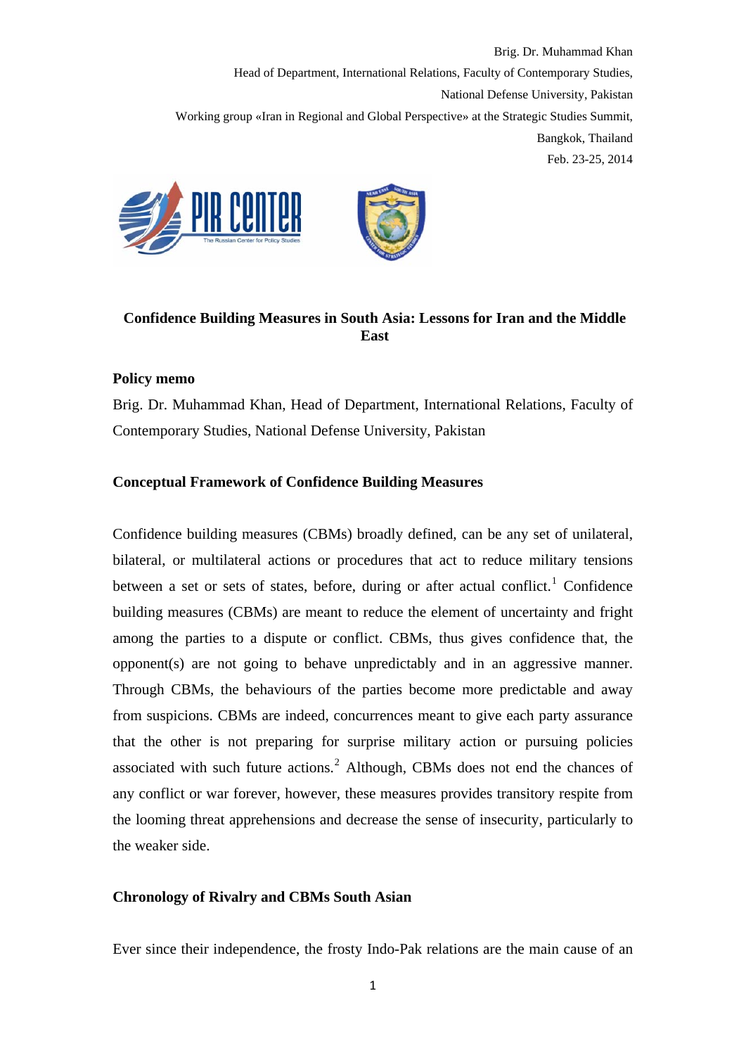Brig. Dr. Muhammad Khan

Head of Department, International Relations, Faculty of Contemporary Studies,

National Defense University, Pakistan

Working group «Iran in Regional and Global Perspective» at the Strategic Studies Summit,

Bangkok, Thailand

Feb. 23-25, 2014

# Confidence Building Measures in South Asia: Lessons for Iran and the Middle East

**Policy memo**

Brig. Dr. Muhammad Khan, Head of Department, International Relations, Faculty of Contemporary Studies, National Defense University, Pakistan

## Conceptual Framework of Confidence Building Measures

Confidence building measures (CBMs) broadly defined, can be any set of unilateral, bilateral, or multilateral actions or procedures that act to reduce military tensions between a set or sets of states, before, during or after actual conflict.[1] Confidence building measures (CBMs) are meant to reduce the element of uncertainty and fright among the parties to a dispute or conflict. CBMs, thus gives confidence that, the opponent(s) are not going to behave unpredictably and in an aggressive manner. Through CBMs, the behaviours of the parties become more predictable and away from suspicions. CBMs are indeed, concurrences meant to give each party assurance that the other is not preparing for surprise military action or pursuing policies associated with such future actions.[2] Although, CBMs does not end the chances of any conflict or war forever, however, these measures provides transitory respite from the looming threat apprehensions and decrease the sense of insecurity, particularly to the weaker side.

## Chronology of Rivalry and CBMs South Asian

Ever since their independence, the frosty Indo-Pak relations are the main cause of an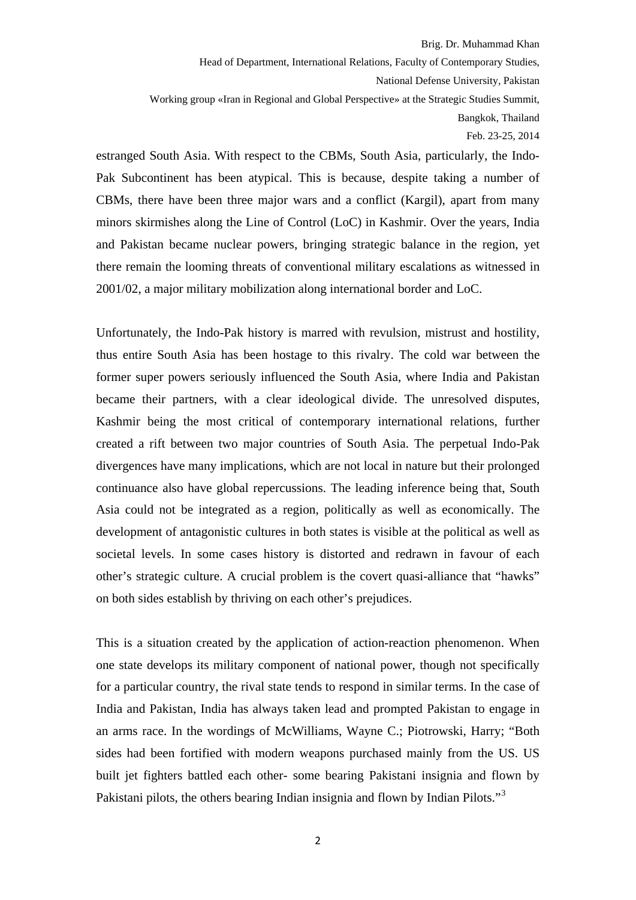estranged South Asia. With respect to the CBMs, South Asia, particularly, the Indo-Pak Subcontinent has been atypical. This is because, despite taking a number of CBMs, there have been three major wars and a conflict (Kargil), apart from many minors skirmishes along the Line of Control (LoC) in Kashmir. Over the years, India and Pakistan became nuclear powers, bringing strategic balance in the region, yet there remain the looming threats of conventional military escalations as witnessed in 2001/02, a major military mobilization along international border and LoC.

Unfortunately, the Indo-Pak history is marred with revulsion, mistrust and hostility, thus entire South Asia has been hostage to this rivalry. The cold war between the former super powers seriously influenced the South Asia, where India and Pakistan became their partners, with a clear ideological divide. The unresolved disputes, Kashmir being the most critical of contemporary international relations, further created a rift between two major countries of South Asia. The perpetual Indo-Pak divergences have many implications, which are not local in nature but their prolonged continuance also have global repercussions. The leading inference being that, South Asia could not be integrated as a region, politically as well as economically. The development of antagonistic cultures in both states is visible at the political as well as societal levels. In some cases history is distorted and redrawn in favour of each other's strategic culture. A crucial problem is the covert quasi-alliance that "hawks" on both sides establish by thriving on each other's prejudices.

This is a situation created by the application of action-reaction phenomenon. When one state develops its military component of national power, though not specifically for a particular country, the rival state tends to respond in similar terms. In the case of India and Pakistan, India has always taken lead and prompted Pakistan to engage in an arms race. In the wordings of McWilliams, Wayne C.; Piotrowski, Harry; "Both sides had been fortified with modern weapons purchased mainly from the US. US built jet fighters battled each other- some bearing Pakistani insignia and flown by Pakistani pilots, the others bearing Indian insignia and flown by Indian Pilots."[3]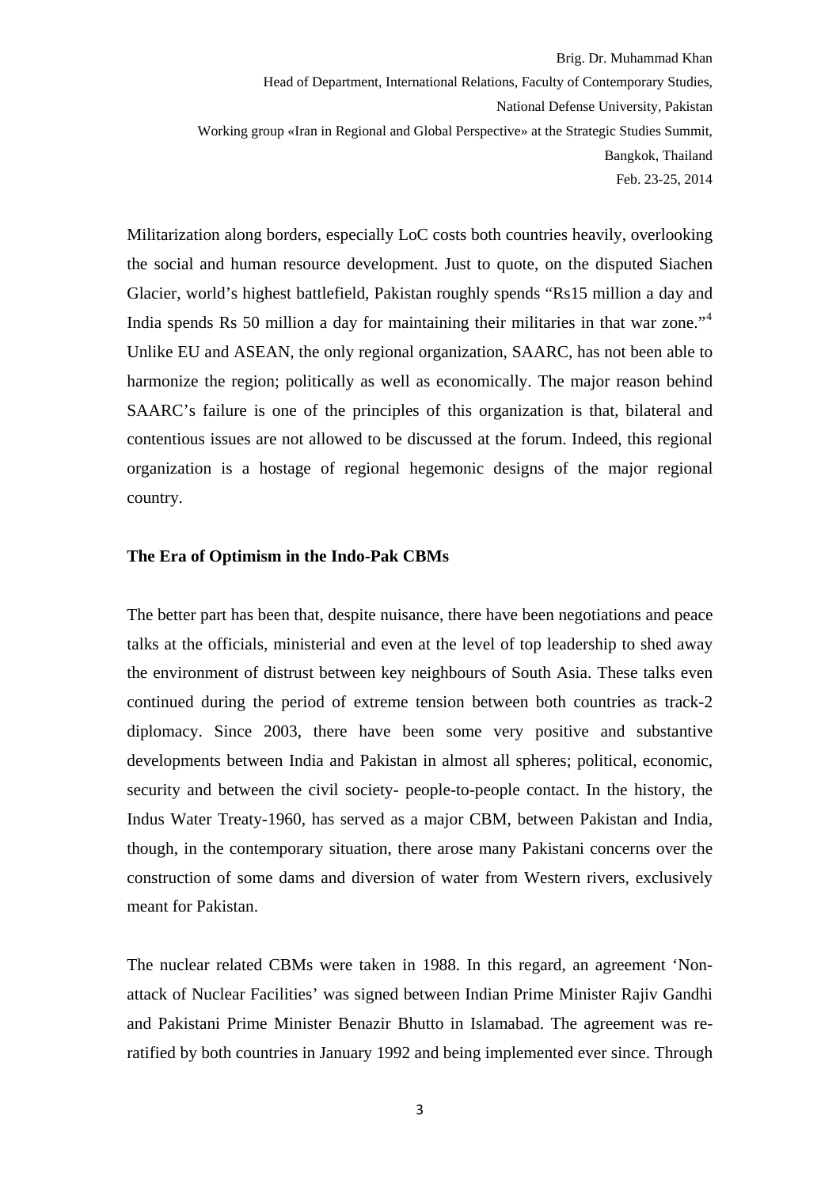Militarization along borders, especially LoC costs both countries heavily, overlooking the social and human resource development. Just to quote, on the disputed Siachen Glacier, world's highest battlefield, Pakistan roughly spends "Rs15 million a day and India spends Rs 50 million a day for maintaining their militaries in that war zone."[4] Unlike EU and ASEAN, the only regional organization, SAARC, has not been able to harmonize the region; politically as well as economically. The major reason behind SAARC's failure is one of the principles of this organization is that, bilateral and contentious issues are not allowed to be discussed at the forum. Indeed, this regional organization is a hostage of regional hegemonic designs of the major regional country.

### The Era of Optimism in the Indo-Pak CBMs

The better part has been that, despite nuisance, there have been negotiations and peace talks at the officials, ministerial and even at the level of top leadership to shed away the environment of distrust between key neighbours of South Asia. These talks even continued during the period of extreme tension between both countries as track-2 diplomacy. Since 2003, there have been some very positive and substantive developments between India and Pakistan in almost all spheres; political, economic, security and between the civil society- people-to-people contact. In the history, the Indus Water Treaty-1960, has served as a major CBM, between Pakistan and India, though, in the contemporary situation, there arose many Pakistani concerns over the construction of some dams and diversion of water from Western rivers, exclusively meant for Pakistan.

The nuclear related CBMs were taken in 1988. In this regard, an agreement 'Non-attack of Nuclear Facilities' was signed between Indian Prime Minister Rajiv Gandhi and Pakistani Prime Minister Benazir Bhutto in Islamabad. The agreement was re-ratified by both countries in January 1992 and being implemented ever since. Through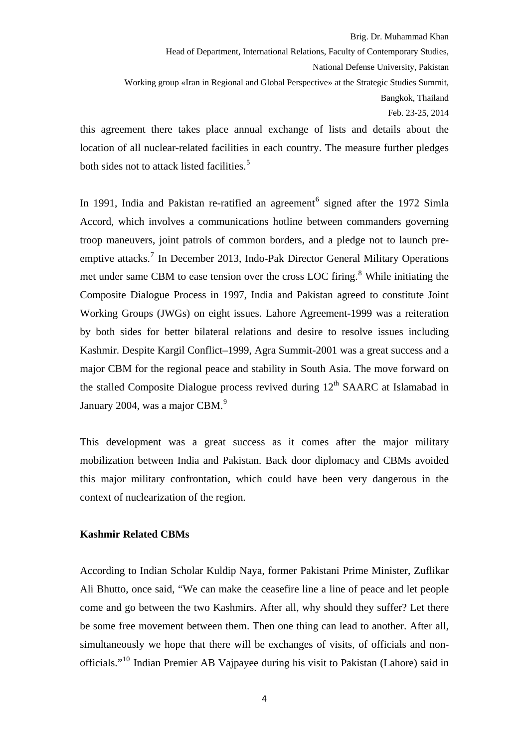this agreement there takes place annual exchange of lists and details about the location of all nuclear-related facilities in each country. The measure further pledges both sides not to attack listed facilities.[5]

In 1991, India and Pakistan re-ratified an agreement[6] signed after the 1972 Simla Accord, which involves a communications hotline between commanders governing troop maneuvers, joint patrols of common borders, and a pledge not to launch pre-emptive attacks.[7] In December 2013, Indo-Pak Director General Military Operations met under same CBM to ease tension over the cross LOC firing.[8] While initiating the Composite Dialogue Process in 1997, India and Pakistan agreed to constitute Joint Working Groups (JWGs) on eight issues. Lahore Agreement-1999 was a reiteration by both sides for better bilateral relations and desire to resolve issues including Kashmir. Despite Kargil Conflict–1999, Agra Summit-2001 was a great success and a major CBM for the regional peace and stability in South Asia. The move forward on the stalled Composite Dialogue process revived during 12th SAARC at Islamabad in January 2004, was a major CBM.[9]

This development was a great success as it comes after the major military mobilization between India and Pakistan. Back door diplomacy and CBMs avoided this major military confrontation, which could have been very dangerous in the context of nuclearization of the region.

**Kashmir Related CBMs**

According to Indian Scholar Kuldip Naya, former Pakistani Prime Minister, Zuflikar Ali Bhutto, once said, "We can make the ceasefire line a line of peace and let people come and go between the two Kashmirs. After all, why should they suffer? Let there be some free movement between them. Then one thing can lead to another. After all, simultaneously we hope that there will be exchanges of visits, of officials and non-officials."[10] Indian Premier AB Vajpayee during his visit to Pakistan (Lahore) said in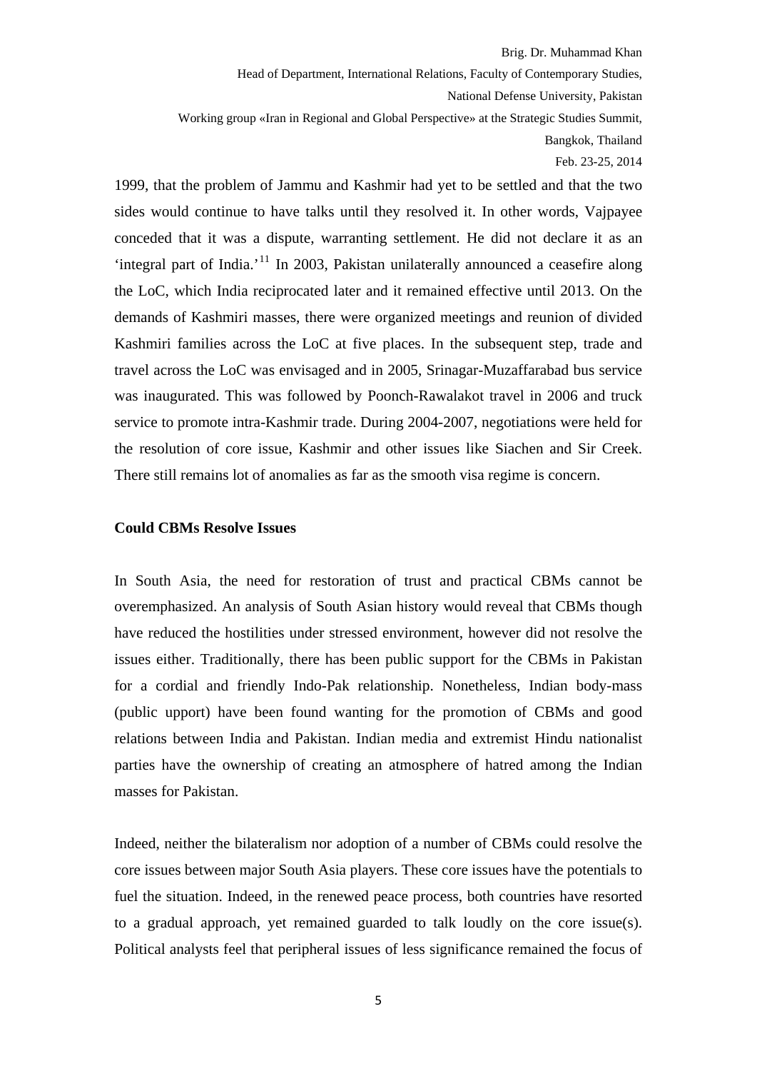1999, that the problem of Jammu and Kashmir had yet to be settled and that the two sides would continue to have talks until they resolved it. In other words, Vajpayee conceded that it was a dispute, warranting settlement. He did not declare it as an 'integral part of India.'[11] In 2003, Pakistan unilaterally announced a ceasefire along the LoC, which India reciprocated later and it remained effective until 2013. On the demands of Kashmiri masses, there were organized meetings and reunion of divided Kashmiri families across the LoC at five places. In the subsequent step, trade and travel across the LoC was envisaged and in 2005, Srinagar-Muzaffarabad bus service was inaugurated. This was followed by Poonch-Rawalakot travel in 2006 and truck service to promote intra-Kashmir trade. During 2004-2007, negotiations were held for the resolution of core issue, Kashmir and other issues like Siachen and Sir Creek. There still remains lot of anomalies as far as the smooth visa regime is concern.

**Could CBMs Resolve Issues**

In South Asia, the need for restoration of trust and practical CBMs cannot be overemphasized. An analysis of South Asian history would reveal that CBMs though have reduced the hostilities under stressed environment, however did not resolve the issues either. Traditionally, there has been public support for the CBMs in Pakistan for a cordial and friendly Indo-Pak relationship. Nonetheless, Indian body-mass (public upport) have been found wanting for the promotion of CBMs and good relations between India and Pakistan. Indian media and extremist Hindu nationalist parties have the ownership of creating an atmosphere of hatred among the Indian masses for Pakistan.

Indeed, neither the bilateralism nor adoption of a number of CBMs could resolve the core issues between major South Asia players. These core issues have the potentials to fuel the situation. Indeed, in the renewed peace process, both countries have resorted to a gradual approach, yet remained guarded to talk loudly on the core issue(s). Political analysts feel that peripheral issues of less significance remained the focus of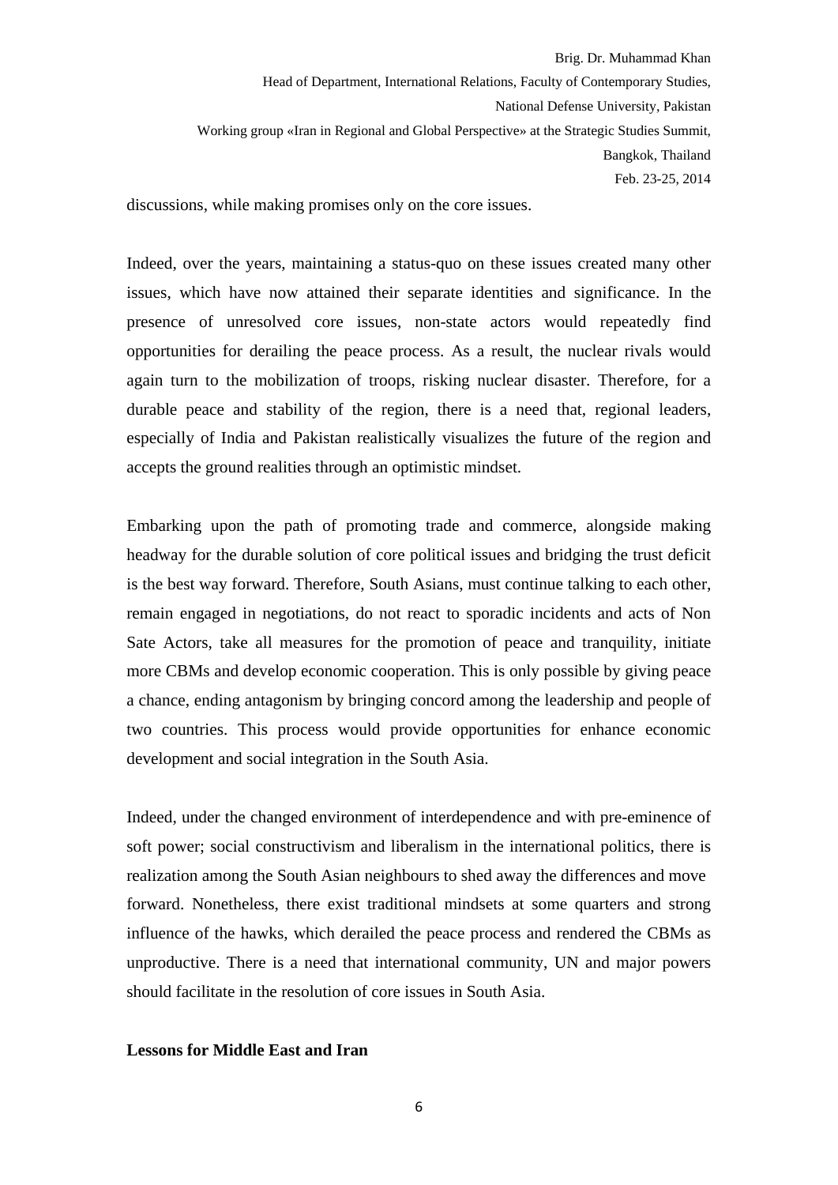discussions, while making promises only on the core issues.

Indeed, over the years, maintaining a status-quo on these issues created many other issues, which have now attained their separate identities and significance. In the presence of unresolved core issues, non-state actors would repeatedly find opportunities for derailing the peace process. As a result, the nuclear rivals would again turn to the mobilization of troops, risking nuclear disaster. Therefore, for a durable peace and stability of the region, there is a need that, regional leaders, especially of India and Pakistan realistically visualizes the future of the region and accepts the ground realities through an optimistic mindset.

Embarking upon the path of promoting trade and commerce, alongside making headway for the durable solution of core political issues and bridging the trust deficit is the best way forward. Therefore, South Asians, must continue talking to each other, remain engaged in negotiations, do not react to sporadic incidents and acts of Non Sate Actors, take all measures for the promotion of peace and tranquility, initiate more CBMs and develop economic cooperation. This is only possible by giving peace a chance, ending antagonism by bringing concord among the leadership and people of two countries. This process would provide opportunities for enhance economic development and social integration in the South Asia.

Indeed, under the changed environment of interdependence and with pre-eminence of soft power; social constructivism and liberalism in the international politics, there is realization among the South Asian neighbours to shed away the differences and move forward. Nonetheless, there exist traditional mindsets at some quarters and strong influence of the hawks, which derailed the peace process and rendered the CBMs as unproductive. There is a need that international community, UN and major powers should facilitate in the resolution of core issues in South Asia.

**Lessons for Middle East and Iran**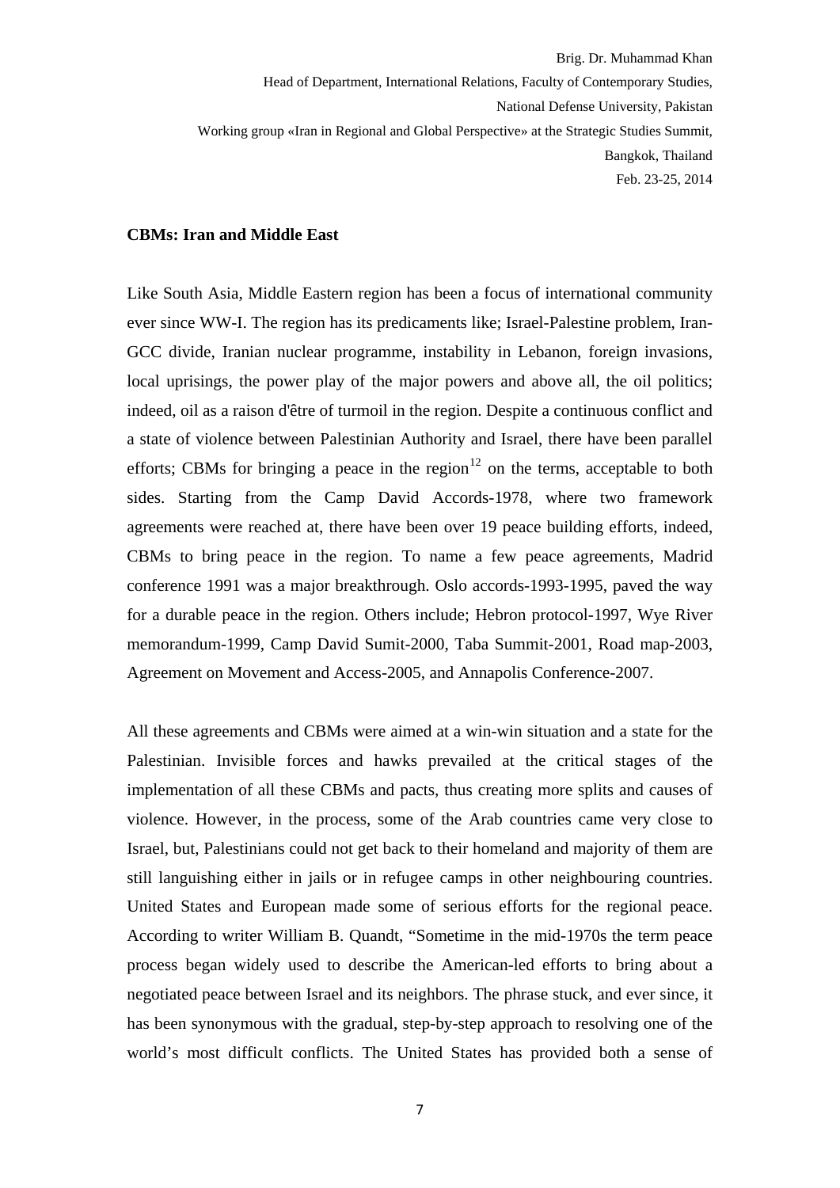Brig. Dr. Muhammad Khan

Head of Department, International Relations, Faculty of Contemporary Studies,

National Defense University, Pakistan

Working group «Iran in Regional and Global Perspective» at the Strategic Studies Summit,

Bangkok, Thailand

Feb. 23-25, 2014

**CBMs: Iran and Middle East**

Like South Asia, Middle Eastern region has been a focus of international community ever since WW-I. The region has its predicaments like; Israel-Palestine problem, Iran-GCC divide, Iranian nuclear programme, instability in Lebanon, foreign invasions, local uprisings, the power play of the major powers and above all, the oil politics; indeed, oil as a raison d'être of turmoil in the region. Despite a continuous conflict and a state of violence between Palestinian Authority and Israel, there have been parallel efforts; CBMs for bringing a peace in the region[12] on the terms, acceptable to both sides. Starting from the Camp David Accords-1978, where two framework agreements were reached at, there have been over 19 peace building efforts, indeed, CBMs to bring peace in the region. To name a few peace agreements, Madrid conference 1991 was a major breakthrough. Oslo accords-1993-1995, paved the way for a durable peace in the region. Others include; Hebron protocol-1997, Wye River memorandum-1999, Camp David Sumit-2000, Taba Summit-2001, Road map-2003, Agreement on Movement and Access-2005, and Annapolis Conference-2007.

All these agreements and CBMs were aimed at a win-win situation and a state for the Palestinian. Invisible forces and hawks prevailed at the critical stages of the implementation of all these CBMs and pacts, thus creating more splits and causes of violence. However, in the process, some of the Arab countries came very close to Israel, but, Palestinians could not get back to their homeland and majority of them are still languishing either in jails or in refugee camps in other neighbouring countries. United States and European made some of serious efforts for the regional peace. According to writer William B. Quandt, "Sometime in the mid-1970s the term peace process began widely used to describe the American-led efforts to bring about a negotiated peace between Israel and its neighbors. The phrase stuck, and ever since, it has been synonymous with the gradual, step-by-step approach to resolving one of the world's most difficult conflicts. The United States has provided both a sense of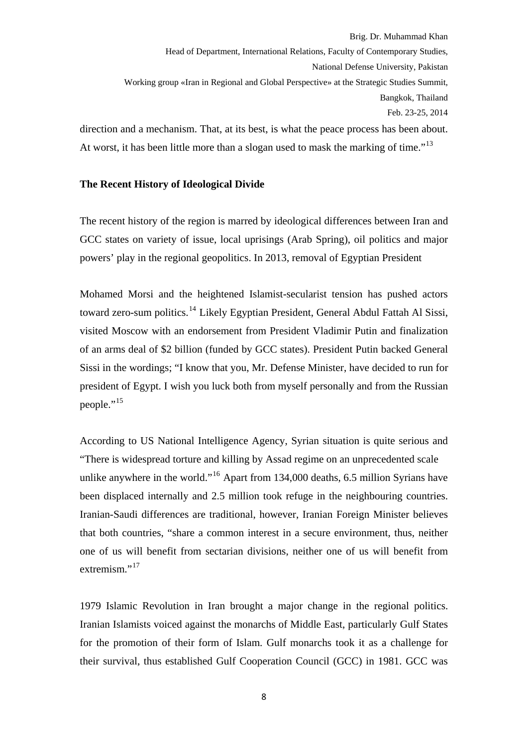direction and a mechanism. That, at its best, is what the peace process has been about. At worst, it has been little more than a slogan used to mask the marking of time."[13]

**The Recent History of Ideological Divide**

The recent history of the region is marred by ideological differences between Iran and GCC states on variety of issue, local uprisings (Arab Spring), oil politics and major powers' play in the regional geopolitics. In 2013, removal of Egyptian President

Mohamed Morsi and the heightened Islamist-secularist tension has pushed actors toward zero-sum politics.[14] Likely Egyptian President, General Abdul Fattah Al Sissi, visited Moscow with an endorsement from President Vladimir Putin and finalization of an arms deal of $2 billion (funded by GCC states). President Putin backed General Sissi in the wordings; "I know that you, Mr. Defense Minister, have decided to run for president of Egypt. I wish you luck both from myself personally and from the Russian people."[15]

According to US National Intelligence Agency, Syrian situation is quite serious and "There is widespread torture and killing by Assad regime on an unprecedented scale unlike anywhere in the world."[16] Apart from 134,000 deaths, 6.5 million Syrians have been displaced internally and 2.5 million took refuge in the neighbouring countries. Iranian-Saudi differences are traditional, however, Iranian Foreign Minister believes that both countries, "share a common interest in a secure environment, thus, neither one of us will benefit from sectarian divisions, neither one of us will benefit from extremism."[17]

1979 Islamic Revolution in Iran brought a major change in the regional politics. Iranian Islamists voiced against the monarchs of Middle East, particularly Gulf States for the promotion of their form of Islam. Gulf monarchs took it as a challenge for their survival, thus established Gulf Cooperation Council (GCC) in 1981. GCC was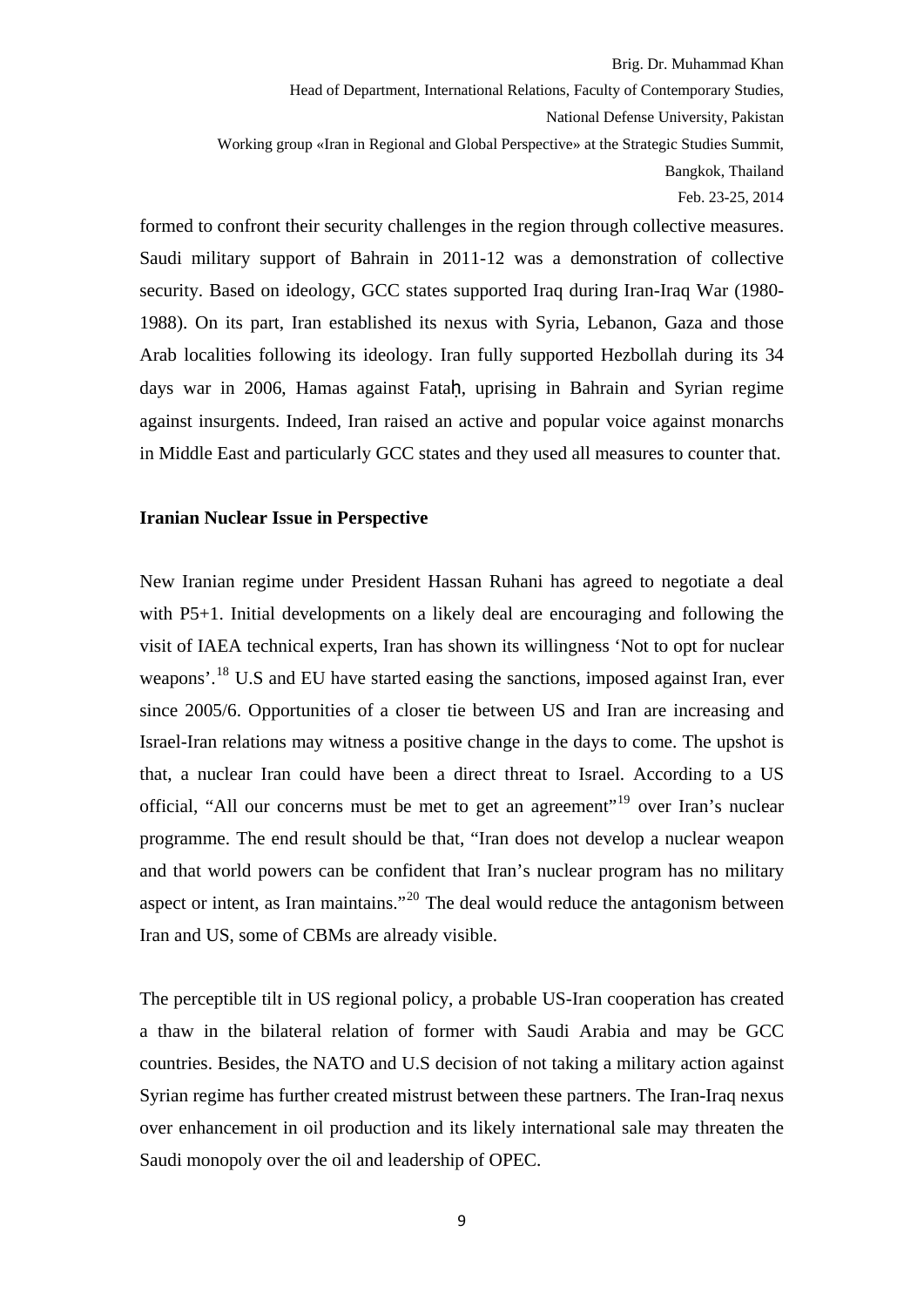formed to confront their security challenges in the region through collective measures. Saudi military support of Bahrain in 2011-12 was a demonstration of collective security. Based on ideology, GCC states supported Iraq during Iran-Iraq War (1980-1988). On its part, Iran established its nexus with Syria, Lebanon, Gaza and those Arab localities following its ideology. Iran fully supported Hezbollah during its 34 days war in 2006, Hamas against Fataḥ, uprising in Bahrain and Syrian regime against insurgents. Indeed, Iran raised an active and popular voice against monarchs in Middle East and particularly GCC states and they used all measures to counter that.

**Iranian Nuclear Issue in Perspective**

New Iranian regime under President Hassan Ruhani has agreed to negotiate a deal with P5+1. Initial developments on a likely deal are encouraging and following the visit of IAEA technical experts, Iran has shown its willingness 'Not to opt for nuclear weapons'.[18] U.S and EU have started easing the sanctions, imposed against Iran, ever since 2005/6. Opportunities of a closer tie between US and Iran are increasing and Israel-Iran relations may witness a positive change in the days to come. The upshot is that, a nuclear Iran could have been a direct threat to Israel. According to a US official, "All our concerns must be met to get an agreement"[19] over Iran's nuclear programme. The end result should be that, "Iran does not develop a nuclear weapon and that world powers can be confident that Iran's nuclear program has no military aspect or intent, as Iran maintains."[20] The deal would reduce the antagonism between Iran and US, some of CBMs are already visible.

The perceptible tilt in US regional policy, a probable US-Iran cooperation has created a thaw in the bilateral relation of former with Saudi Arabia and may be GCC countries. Besides, the NATO and U.S decision of not taking a military action against Syrian regime has further created mistrust between these partners. The Iran-Iraq nexus over enhancement in oil production and its likely international sale may threaten the Saudi monopoly over the oil and leadership of OPEC.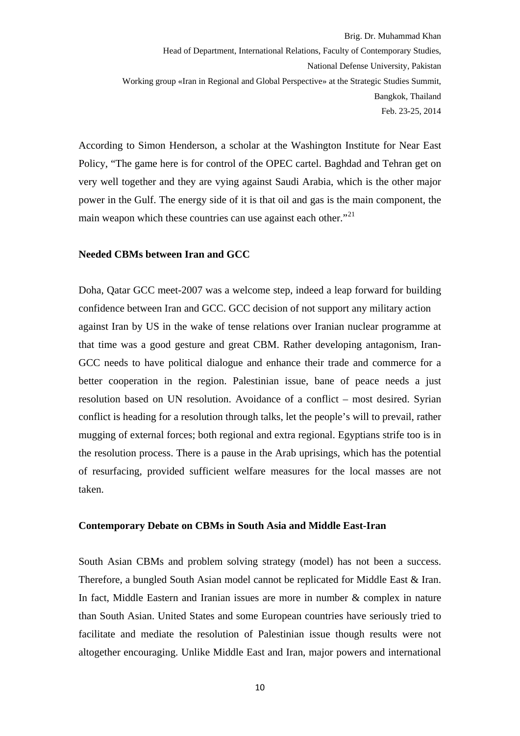According to Simon Henderson, a scholar at the Washington Institute for Near East Policy, "The game here is for control of the OPEC cartel. Baghdad and Tehran get on very well together and they are vying against Saudi Arabia, which is the other major power in the Gulf. The energy side of it is that oil and gas is the main component, the main weapon which these countries can use against each other."[21]

**Needed CBMs between Iran and GCC**

Doha, Qatar GCC meet-2007 was a welcome step, indeed a leap forward for building confidence between Iran and GCC. GCC decision of not support any military action against Iran by US in the wake of tense relations over Iranian nuclear programme at that time was a good gesture and great CBM. Rather developing antagonism, Iran-GCC needs to have political dialogue and enhance their trade and commerce for a better cooperation in the region. Palestinian issue, bane of peace needs a just resolution based on UN resolution. Avoidance of a conflict – most desired. Syrian conflict is heading for a resolution through talks, let the people's will to prevail, rather mugging of external forces; both regional and extra regional. Egyptians strife too is in the resolution process. There is a pause in the Arab uprisings, which has the potential of resurfacing, provided sufficient welfare measures for the local masses are not taken.

**Contemporary Debate on CBMs in South Asia and Middle East-Iran**

South Asian CBMs and problem solving strategy (model) has not been a success. Therefore, a bungled South Asian model cannot be replicated for Middle East & Iran. In fact, Middle Eastern and Iranian issues are more in number & complex in nature than South Asian. United States and some European countries have seriously tried to facilitate and mediate the resolution of Palestinian issue though results were not altogether encouraging. Unlike Middle East and Iran, major powers and international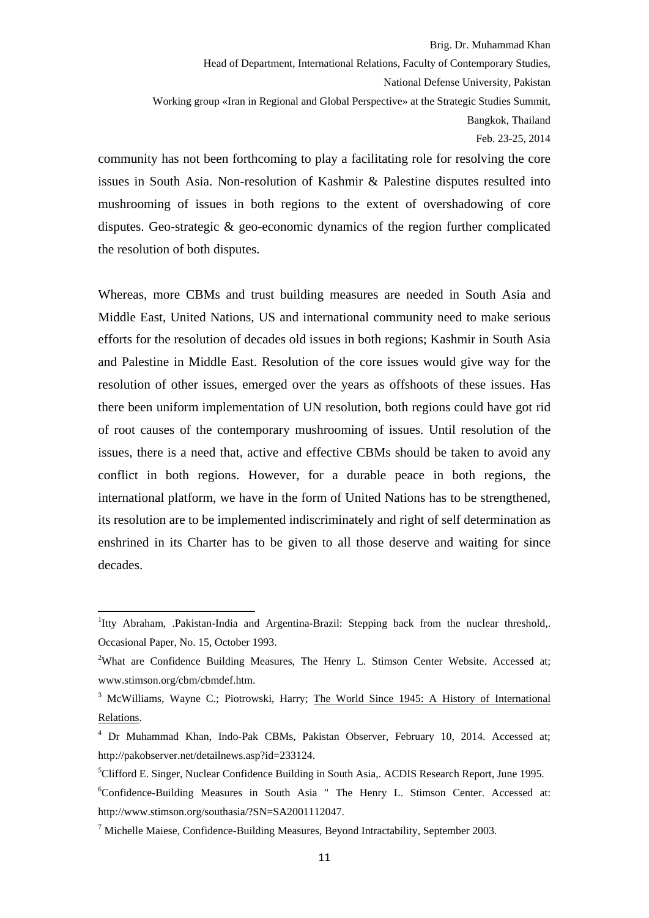community has not been forthcoming to play a facilitating role for resolving the core issues in South Asia. Non-resolution of Kashmir & Palestine disputes resulted into mushrooming of issues in both regions to the extent of overshadowing of core disputes. Geo-strategic & geo-economic dynamics of the region further complicated the resolution of both disputes.

Whereas, more CBMs and trust building measures are needed in South Asia and Middle East, United Nations, US and international community need to make serious efforts for the resolution of decades old issues in both regions; Kashmir in South Asia and Palestine in Middle East. Resolution of the core issues would give way for the resolution of other issues, emerged over the years as offshoots of these issues. Has there been uniform implementation of UN resolution, both regions could have got rid of root causes of the contemporary mushrooming of issues. Until resolution of the issues, there is a need that, active and effective CBMs should be taken to avoid any conflict in both regions. However, for a durable peace in both regions, the international platform, we have in the form of United Nations has to be strengthened, its resolution are to be implemented indiscriminately and right of self determination as enshrined in its Charter has to be given to all those deserve and waiting for since decades.

---

[1] Itty Abraham, .Pakistan-India and Argentina-Brazil: Stepping back from the nuclear threshold,. Occasional Paper, No. 15, October 1993.

[2] What are Confidence Building Measures, The Henry L. Stimson Center Website. Accessed at; www.stimson.org/cbm/cbmdef.htm.

[3] McWilliams, Wayne C.; Piotrowski, Harry; The World Since 1945: A History of International Relations.

[4] Dr Muhammad Khan, Indo-Pak CBMs, Pakistan Observer, February 10, 2014. Accessed at; http://pakobserver.net/detailnews.asp?id=233124.

[5] Clifford E. Singer, Nuclear Confidence Building in South Asia,. ACDIS Research Report, June 1995.

[6] Confidence-Building Measures in South Asia " The Henry L. Stimson Center. Accessed at: http://www.stimson.org/southasia/?SN=SA2001112047.

[7] Michelle Maiese, Confidence-Building Measures, Beyond Intractability, September 2003.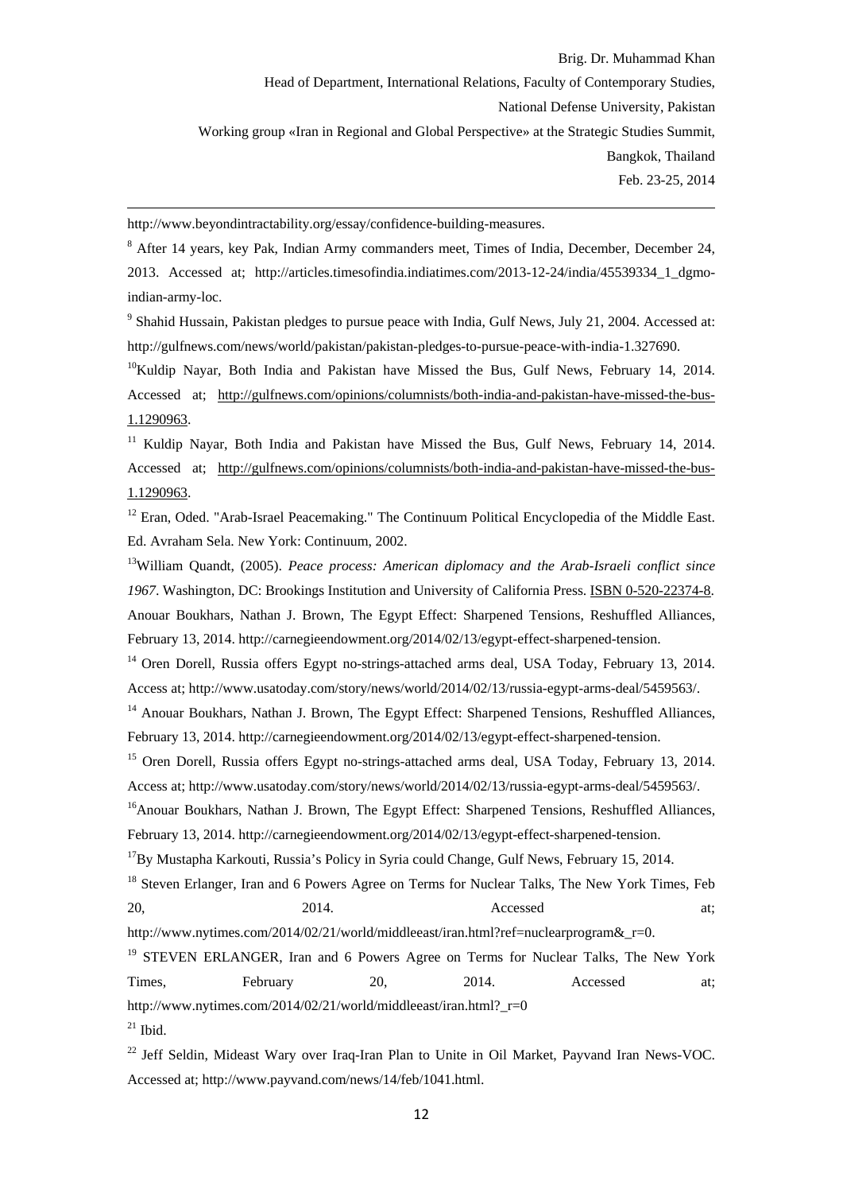http://www.beyondintractability.org/essay/confidence-building-measures.

[8] After 14 years, key Pak, Indian Army commanders meet, Times of India, December, December 24, 2013. Accessed at; http://articles.timesofindia.indiatimes.com/2013-12-24/india/45539334_1_dgmo-indian-army-loc.

[9] Shahid Hussain, Pakistan pledges to pursue peace with India, Gulf News, July 21, 2004. Accessed at: http://gulfnews.com/news/world/pakistan/pakistan-pledges-to-pursue-peace-with-india-1.327690.

[10] Kuldip Nayar, Both India and Pakistan have Missed the Bus, Gulf News, February 14, 2014. Accessed at; http://gulfnews.com/opinions/columnists/both-india-and-pakistan-have-missed-the-bus-1.1290963.

[11] Kuldip Nayar, Both India and Pakistan have Missed the Bus, Gulf News, February 14, 2014. Accessed at; http://gulfnews.com/opinions/columnists/both-india-and-pakistan-have-missed-the-bus-1.1290963.

[12] Eran, Oded. "Arab-Israel Peacemaking." The Continuum Political Encyclopedia of the Middle East. Ed. Avraham Sela. New York: Continuum, 2002.

[13] William Quandt, (2005). *Peace process: American diplomacy and the Arab-Israeli conflict since 1967*. Washington, DC: Brookings Institution and University of California Press. ISBN 0-520-22374-8. Anouar Boukhars, Nathan J. Brown, The Egypt Effect: Sharpened Tensions, Reshuffled Alliances, February 13, 2014. http://carnegieendowment.org/2014/02/13/egypt-effect-sharpened-tension.

[14] Oren Dorell, Russia offers Egypt no-strings-attached arms deal, USA Today, February 13, 2014. Access at; http://www.usatoday.com/story/news/world/2014/02/13/russia-egypt-arms-deal/5459563/.

[14] Anouar Boukhars, Nathan J. Brown, The Egypt Effect: Sharpened Tensions, Reshuffled Alliances, February 13, 2014. http://carnegieendowment.org/2014/02/13/egypt-effect-sharpened-tension.

[15] Oren Dorell, Russia offers Egypt no-strings-attached arms deal, USA Today, February 13, 2014. Access at; http://www.usatoday.com/story/news/world/2014/02/13/russia-egypt-arms-deal/5459563/.

[16] Anouar Boukhars, Nathan J. Brown, The Egypt Effect: Sharpened Tensions, Reshuffled Alliances, February 13, 2014. http://carnegieendowment.org/2014/02/13/egypt-effect-sharpened-tension.

[17] By Mustapha Karkouti, Russia's Policy in Syria could Change, Gulf News, February 15, 2014.

[18] Steven Erlanger, Iran and 6 Powers Agree on Terms for Nuclear Talks, The New York Times, Feb 20, 2014. Accessed at; http://www.nytimes.com/2014/02/21/world/middleeast/iran.html?ref=nuclearprogram&_r=0.

[19] STEVEN ERLANGER, Iran and 6 Powers Agree on Terms for Nuclear Talks, The New York Times, February 20, 2014. Accessed at; http://www.nytimes.com/2014/02/21/world/middleeast/iran.html?_r=0

[21] Ibid.

[22] Jeff Seldin, Mideast Wary over Iraq-Iran Plan to Unite in Oil Market, Payvand Iran News-VOC. Accessed at; http://www.payvand.com/news/14/feb/1041.html.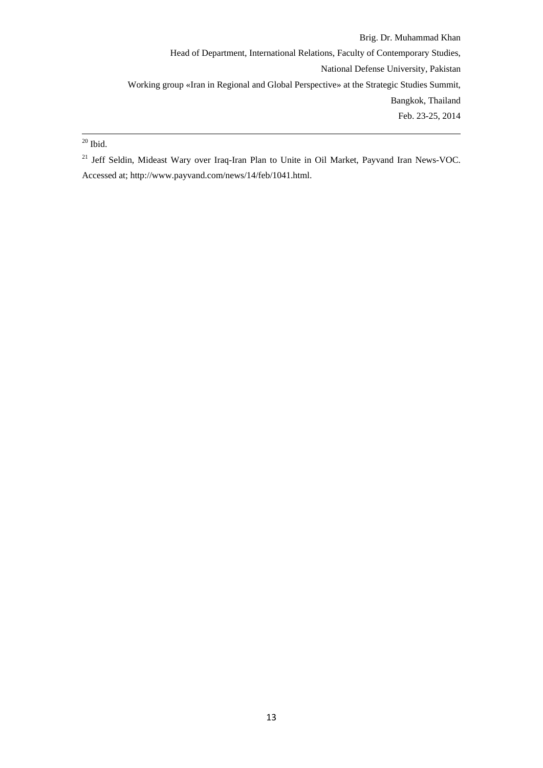Brig. Dr. Muhammad Khan

Head of Department, International Relations, Faculty of Contemporary Studies,

National Defense University, Pakistan

Working group «Iran in Regional and Global Perspective» at the Strategic Studies Summit,

Bangkok, Thailand

Feb. 23-25, 2014

---

[20] Ibid.

[21] Jeff Seldin, Mideast Wary over Iraq-Iran Plan to Unite in Oil Market, Payvand Iran News-VOC. Accessed at; http://www.payvand.com/news/14/feb/1041.html.